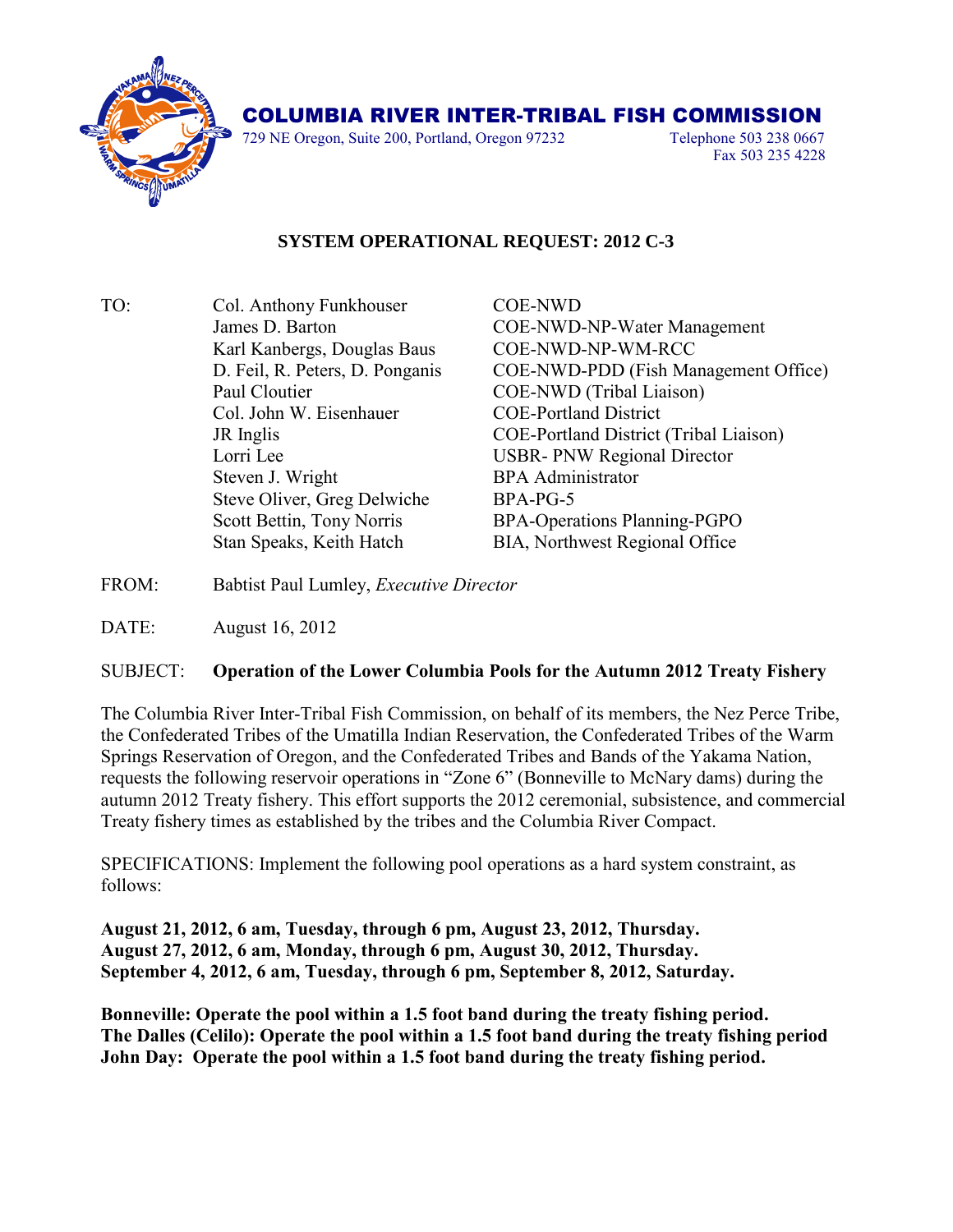# COLUMBIA RIVER INTER-TRIBAL FISH COMMISSION

729 NE Oregon, Suite 200, Portland, Oregon 97232 Telephone 503 238 0667
Fax 503 235 4228

## SYSTEM OPERATIONAL REQUEST: 2012 C-3

| | | |
|---|---|---|
| TO: | Col. Anthony Funkhouser | COE-NWD |
| | James D. Barton | COE-NWD-NP-Water Management |
| | Karl Kanbergs, Douglas Baus | COE-NWD-NP-WM-RCC |
| | D. Feil, R. Peters, D. Ponganis | COE-NWD-PDD (Fish Management Office) |
| | Paul Cloutier | COE-NWD (Tribal Liaison) |
| | Col. John W. Eisenhauer | COE-Portland District |
| | JR Inglis | COE-Portland District (Tribal Liaison) |
| | Lorri Lee | USBR- PNW Regional Director |
| | Steven J. Wright | BPA Administrator |
| | Steve Oliver, Greg Delwiche | BPA-PG-5 |
| | Scott Bettin, Tony Norris | BPA-Operations Planning-PGPO |
| | Stan Speaks, Keith Hatch | BIA, Northwest Regional Office |

FROM: Babtist Paul Lumley, *Executive Director*

DATE: August 16, 2012

SUBJECT: **Operation of the Lower Columbia Pools for the Autumn 2012 Treaty Fishery**

The Columbia River Inter-Tribal Fish Commission, on behalf of its members, the Nez Perce Tribe, the Confederated Tribes of the Umatilla Indian Reservation, the Confederated Tribes of the Warm Springs Reservation of Oregon, and the Confederated Tribes and Bands of the Yakama Nation, requests the following reservoir operations in "Zone 6" (Bonneville to McNary dams) during the autumn 2012 Treaty fishery. This effort supports the 2012 ceremonial, subsistence, and commercial Treaty fishery times as established by the tribes and the Columbia River Compact.

SPECIFICATIONS: Implement the following pool operations as a hard system constraint, as follows:

**August 21, 2012, 6 am, Tuesday, through 6 pm, August 23, 2012, Thursday.**
**August 27, 2012, 6 am, Monday, through 6 pm, August 30, 2012, Thursday.**
**September 4, 2012, 6 am, Tuesday, through 6 pm, September 8, 2012, Saturday.**

**Bonneville: Operate the pool within a 1.5 foot band during the treaty fishing period.**
**The Dalles (Celilo): Operate the pool within a 1.5 foot band during the treaty fishing period**
**John Day: Operate the pool within a 1.5 foot band during the treaty fishing period.**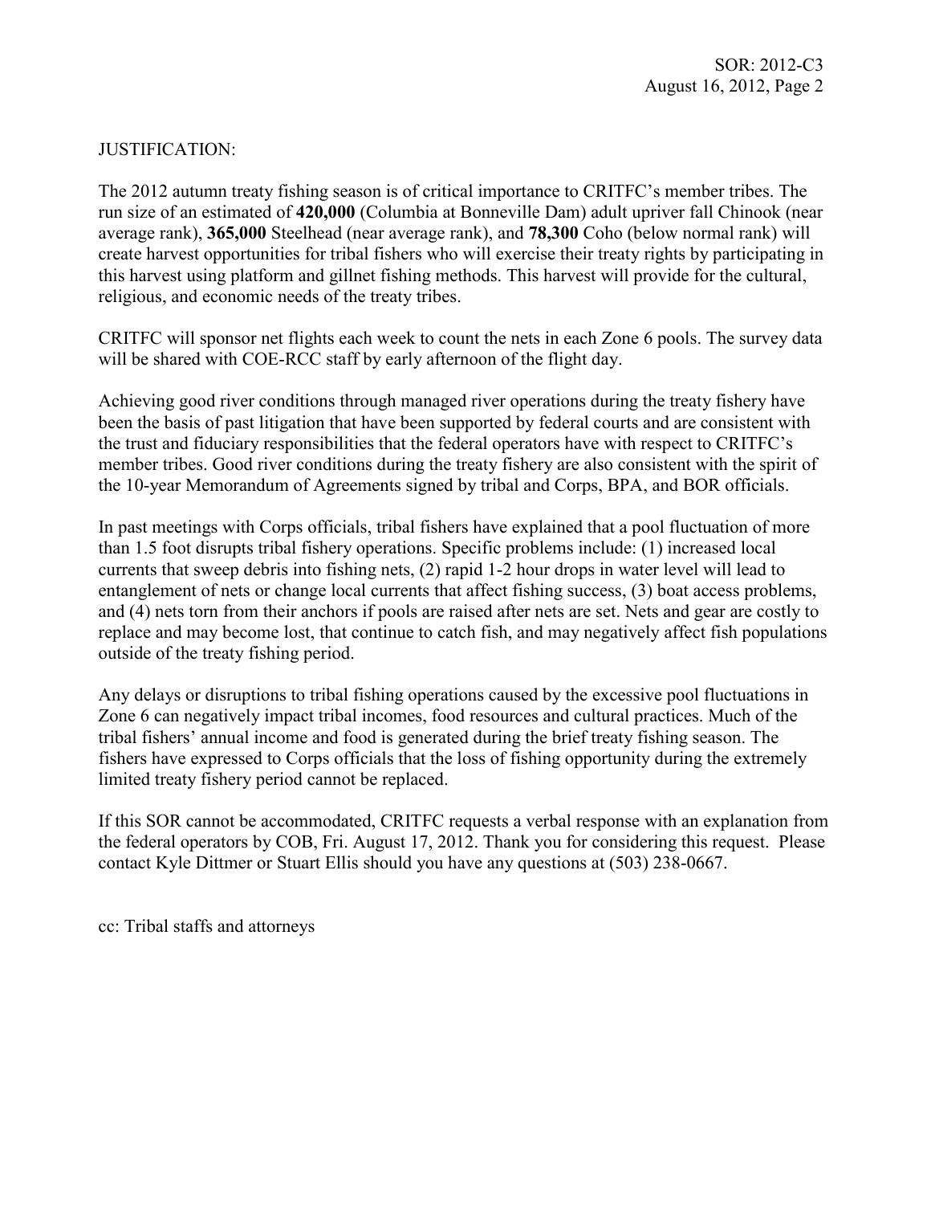JUSTIFICATION:

The 2012 autumn treaty fishing season is of critical importance to CRITFC's member tribes. The run size of an estimated of **420,000** (Columbia at Bonneville Dam) adult upriver fall Chinook (near average rank), **365,000** Steelhead (near average rank), and **78,300** Coho (below normal rank) will create harvest opportunities for tribal fishers who will exercise their treaty rights by participating in this harvest using platform and gillnet fishing methods. This harvest will provide for the cultural, religious, and economic needs of the treaty tribes.

CRITFC will sponsor net flights each week to count the nets in each Zone 6 pools. The survey data will be shared with COE-RCC staff by early afternoon of the flight day.

Achieving good river conditions through managed river operations during the treaty fishery have been the basis of past litigation that have been supported by federal courts and are consistent with the trust and fiduciary responsibilities that the federal operators have with respect to CRITFC's member tribes. Good river conditions during the treaty fishery are also consistent with the spirit of the 10-year Memorandum of Agreements signed by tribal and Corps, BPA, and BOR officials.

In past meetings with Corps officials, tribal fishers have explained that a pool fluctuation of more than 1.5 foot disrupts tribal fishery operations. Specific problems include: (1) increased local currents that sweep debris into fishing nets, (2) rapid 1-2 hour drops in water level will lead to entanglement of nets or change local currents that affect fishing success, (3) boat access problems, and (4) nets torn from their anchors if pools are raised after nets are set. Nets and gear are costly to replace and may become lost, that continue to catch fish, and may negatively affect fish populations outside of the treaty fishing period.

Any delays or disruptions to tribal fishing operations caused by the excessive pool fluctuations in Zone 6 can negatively impact tribal incomes, food resources and cultural practices. Much of the tribal fishers' annual income and food is generated during the brief treaty fishing season. The fishers have expressed to Corps officials that the loss of fishing opportunity during the extremely limited treaty fishery period cannot be replaced.

If this SOR cannot be accommodated, CRITFC requests a verbal response with an explanation from the federal operators by COB, Fri. August 17, 2012. Thank you for considering this request. Please contact Kyle Dittmer or Stuart Ellis should you have any questions at (503) 238-0667.

cc: Tribal staffs and attorneys